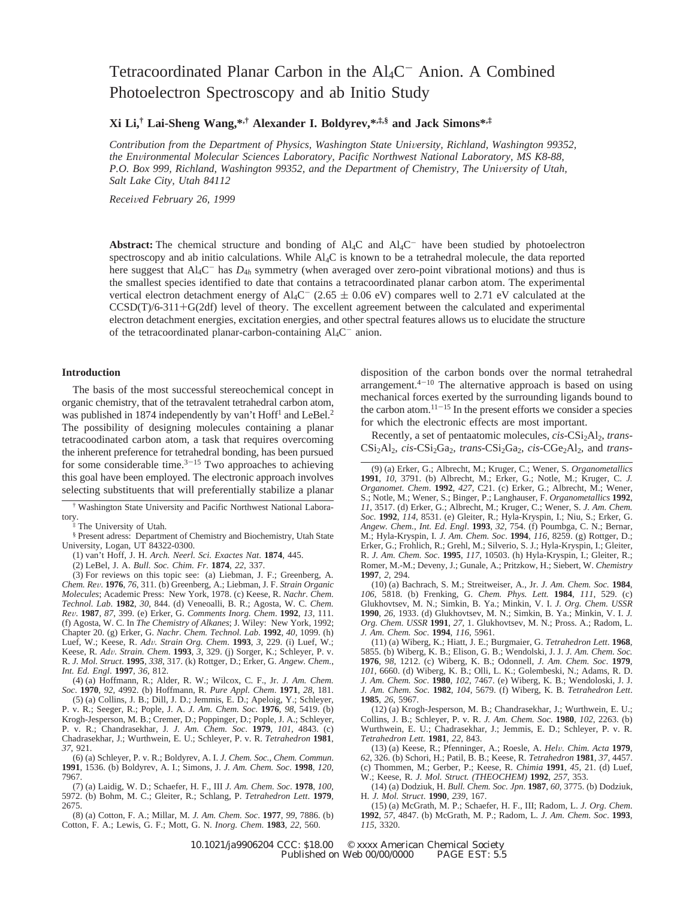# Tetracoordinated Planar Carbon in the $Al_4C^-$ Anion. A Combined Photoelectron Spectroscopy and ab Initio Study

**Xi Li,[†] Lai-Sheng Wang,*[,†] Alexander I. Boldyrev,*[,‡,§] and Jack Simons*[,‡]**

*Contribution from the Department of Physics, Washington State University, Richland, Washington 99352, the Environmental Molecular Sciences Laboratory, Pacific Northwest National Laboratory, MS K8-88, P.O. Box 999, Richland, Washington 99352, and the Department of Chemistry, The University of Utah, Salt Lake City, Utah 84112*

*Received February 26, 1999*

**Abstract:** The chemical structure and bonding of $Al_4C$ and $Al_4C^-$ have been studied by photoelectron spectroscopy and ab initio calculations. While $Al_4C$ is known to be a tetrahedral molecule, the data reported here suggest that $Al_4C^-$ has $D_{4h}$ symmetry (when averaged over zero-point vibrational motions) and thus is the smallest species identified to date that contains a tetracoordinated planar carbon atom. The experimental vertical electron detachment energy of $Al_4C^-$ ($2.65 \pm 0.06$ eV) compares well to 2.71 eV calculated at the CCSD(T)/6-311+G(2df) level of theory. The excellent agreement between the calculated and experimental electron detachment energies, excitation energies, and other spectral features allows us to elucidate the structure of the tetracoordinated planar-carbon-containing $Al_4C^-$ anion.

## Introduction

The basis of the most successful stereochemical concept in organic chemistry, that of the tetravalent tetrahedral carbon atom, was published in 1874 independently by van't Hoff[1] and LeBel.[2] The possibility of designing molecules containing a planar tetracoodinated carbon atom, a task that requires overcoming the inherent preference for tetrahedral bonding, has been pursued for some considerable time.[3-15] Two approaches to achieving this goal have been employed. The electronic approach involves selecting substituents that will preferentially stabilize a planar disposition of the carbon bonds over the normal tetrahedral arrangement.[4-10] The alternative approach is based on using mechanical forces exerted by the surrounding ligands bound to the carbon atom.[11-15] In the present efforts we consider a species for which the electronic effects are most important.

Recently, a set of pentaatomic molecules, *cis*-$CSi_2Al_2$, *trans*-$CSi_2Al_2$, *cis*-$CSi_2Ga_2$, *trans*-$CSi_2Ga_2$, *cis*-$CGe_2Al_2$, and *trans*-

† Washington State University and Pacific Northwest National Laboratory.

‡ The University of Utah.

§ Present adress: Department of Chemistry and Biochemistry, Utah State University, Logan, UT 84322-0300.

(1) van't Hoff, J. H. *Arch. Neerl. Sci. Exactes Nat.* **1874**, 445.

(2) LeBel, J. A. *Bull. Soc. Chim. Fr.* **1874**, *22*, 337.

(3) For reviews on this topic see: (a) Liebman, J. F.; Greenberg, A. *Chem. Rev.* **1976**, *76*, 311. (b) Greenberg, A.; Liebman, J. F. *Strain Organic Molecules*; Academic Press: New York, 1978. (c) Keese, R. *Nachr. Chem. Technol. Lab.* **1982**, *30*, 844. (d) Veneoalli, B. R.; Agosta, W. C. *Chem. Rev.* **1987**, *87*, 399. (e) Erker, G. *Comments Inorg. Chem.* **1992**, *13*, 111. (f) Agosta, W. C. In *The Chemistry of Alkanes*; J. Wiley: New York, 1992; Chapter 20. (g) Erker, G. *Nachr. Chem. Technol. Lab.* **1992**, *40*, 1099. (h) Luef, W.; Keese, R. *Adv. Strain Org. Chem.* **1993**, *3*, 229. (i) Luef, W.; Keese, R. *Adv. Strain. Chem.* **1993**, *3*, 329. (j) Sorger, K.; Schleyer, P. v. R. *J. Mol. Struct.* **1995**, *338*, 317. (k) Rottger, D.; Erker, G. *Angew. Chem., Int. Ed. Engl.* **1997**, *36*, 812.

(4) (a) Hoffmann, R.; Alder, R. W.; Wilcox, C. F., Jr. *J. Am. Chem. Soc.* **1970**, *92*, 4992. (b) Hoffmann, R. *Pure Appl. Chem.* **1971**, *28*, 181.

(5) (a) Collins, J. B.; Dill, J. D.; Jemmis, E. D.; Apeloig, Y.; Schleyer, P. v. R.; Seeger, R.; Pople, J. A. *J. Am. Chem. Soc.* **1976**, *98*, 5419. (b) Krogh-Jesperson, M. B.; Cremer, D.; Poppinger, D.; Pople, J. A.; Schleyer, P. v. R.; Chandrasekhar, J. *J. Am. Chem. Soc.* **1979**, *101*, 4843. (c) Chadrasekhar, J.; Wurthwein, E. U.; Schleyer, P. v. R. *Tetrahedron* **1981**, *37*, 921.

(6) (a) Schleyer, P. v. R.; Boldyrev, A. I. *J. Chem. Soc., Chem. Commun.* **1991**, 1536. (b) Boldyrev, A. I.; Simons, J. *J. Am. Chem. Soc.* **1998**, *120*, 7967.

(7) (a) Laidig, W. D.; Schaefer, H. F., III *J. Am. Chem. Soc.* **1978**, *100*, 5972. (b) Bohm, M. C.; Gleiter, R.; Schlang, P. *Tetrahedron Lett.* **1979**, 2675.

(8) (a) Cotton, F. A.; Millar, M. *J. Am. Chem. Soc.* **1977**, *99*, 7886. (b) Cotton, F. A.; Lewis, G. F.; Mott, G. N. *Inorg. Chem.* **1983**, *22*, 560.

(9) (a) Erker, G.; Albrecht, M.; Kruger, C.; Wener, S. *Organometallics* **1991**, *10*, 3791. (b) Albrecht, M.; Erker, G.; Notle, M.; Kruger, C. *J. Organomet. Chem.* **1992**, *427*, C21. (c) Erker, G.; Albrecht, M.; Kruger, C.; Wener, S.; Notle, M.; Wener, S.; Binger, P.; Langhauser, F. *Organometallics* **1992**, *11*, 3517. (d) Erker, G.; Albrecht, M.; Kruger, C.; Wener, S. *J. Am. Chem. Soc.* **1992**, *114*, 8531. (e) Gleiter, R.; Hyla-Kryspin, I.; Niu, S.; Erker, G. *Angew. Chem., Int. Ed. Engl.* **1993**, *32*, 754. (f) Poumbga, C. N.; Bernar, M.; Hyla-Kryspin, I. *J. Am. Chem. Soc.* **1994**, *116*, 8259. (g) Rottger, D.; Erker, G.; Frohlich, R.; Grehl, M.; Silverio, S. J.; Hyla-Kryspin, I.; Gleiter, R. *J. Am. Chem. Soc.* **1995**, *117*, 10503. (h) Hyla-Kryspin, I.; Gleiter, R.; Romer, M.-M.; Deveny, J.; Gunale, A.; Pritzkow, H.; Siebert, W. *Chemistry* **1997**, *2*, 294.

(10) (a) Bachrach, S. M.; Streitweiser, A., Jr. *J. Am. Chem. Soc.* **1984**, *106*, 5818. (b) Frenking, G. *Chem. Phys. Lett.* **1984**, *111*, 529. (c) Glukhovtsev, M. N.; Simkin, B. Ya.; Minkin, V. I. *J. Org. Chem. USSR* **1990**, *26*, 1933. (d) Glukhovtsev, M. N.; Simkin, B. Ya.; Minkin, V. I. *J. Org. Chem. USSR* **1991**, *27*, 1. Glukhovtsev, M. N.; Pross. A.; Radom, L. *J. Am. Chem. Soc.* **1994**, *116*, 5961.

(11) (a) Wiberg, K.; Hiatt, J. E.; Burgmaier, G. *Tetrahedron Lett.* **1968**, 5855. (b) Wiberg, K. B.; Elison, G. B.; Wendolski, J. J. *J. Am. Chem. Soc.* **1976**, *98*, 1212. (c) Wiberg, K. B.; Odonnell, *J. Am. Chem. Soc.* **1979**, *101*, 6660. (d) Wiberg, K. B.; Olli, L. K.; Golembeski, N.; Adams, R. D. *J. Am. Chem. Soc.* **1980**, *102*, 7467. (e) Wiberg, K. B.; Wendoloski, J. J. *J. Am. Chem. Soc.* **1982**, *104*, 5679. (f) Wiberg, K. B. *Tetrahedron Lett.* **1985**, *26*, 5967.

(12) (a) Krogh-Jesperson, M. B.; Chandrasekhar, J.; Wurthwein, E. U.; Collins, J. B.; Schleyer, P. v. R. *J. Am. Chem. Soc.* **1980**, *102*, 2263. (b) Wurthwein, E. U.; Chandrasekhar, J.; Jemmis, E. D.; Schleyer, P. v. R. *Tetrahedron Lett.* **1981**, *22*, 843.

(13) (a) Keese, R.; Pfenninger, A.; Roesle, A. *Helv. Chim. Acta* **1979**, *62*, 326. (b) Schori, H.; Patil, B. B.; Keese, R. *Tetrahedron* **1981**, *37*, 4457. (c) Thommen, M.; Gerber, P.; Keese, R. *Chimia* **1991**, *45*, 21. (d) Luef, W.; Keese, R. *J. Mol. Struct. (THEOCHEM)* **1992**, *257*, 353.

(14) (a) Dodziuk, H. *Bull. Chem. Soc. Jpn.* **1987**, *60*, 3775. (b) Dodziuk, H. *J. Mol. Struct.* **1990**, *239*, 167.

(15) (a) McGrath, M. P.; Schaefer, H. F., III; Radom, L. *J. Org. Chem.* **1992**, *57*, 4847. (b) McGrath, M. P.; Radom, L. *J. Am. Chem. Soc.* **1993**, *115*, 3320.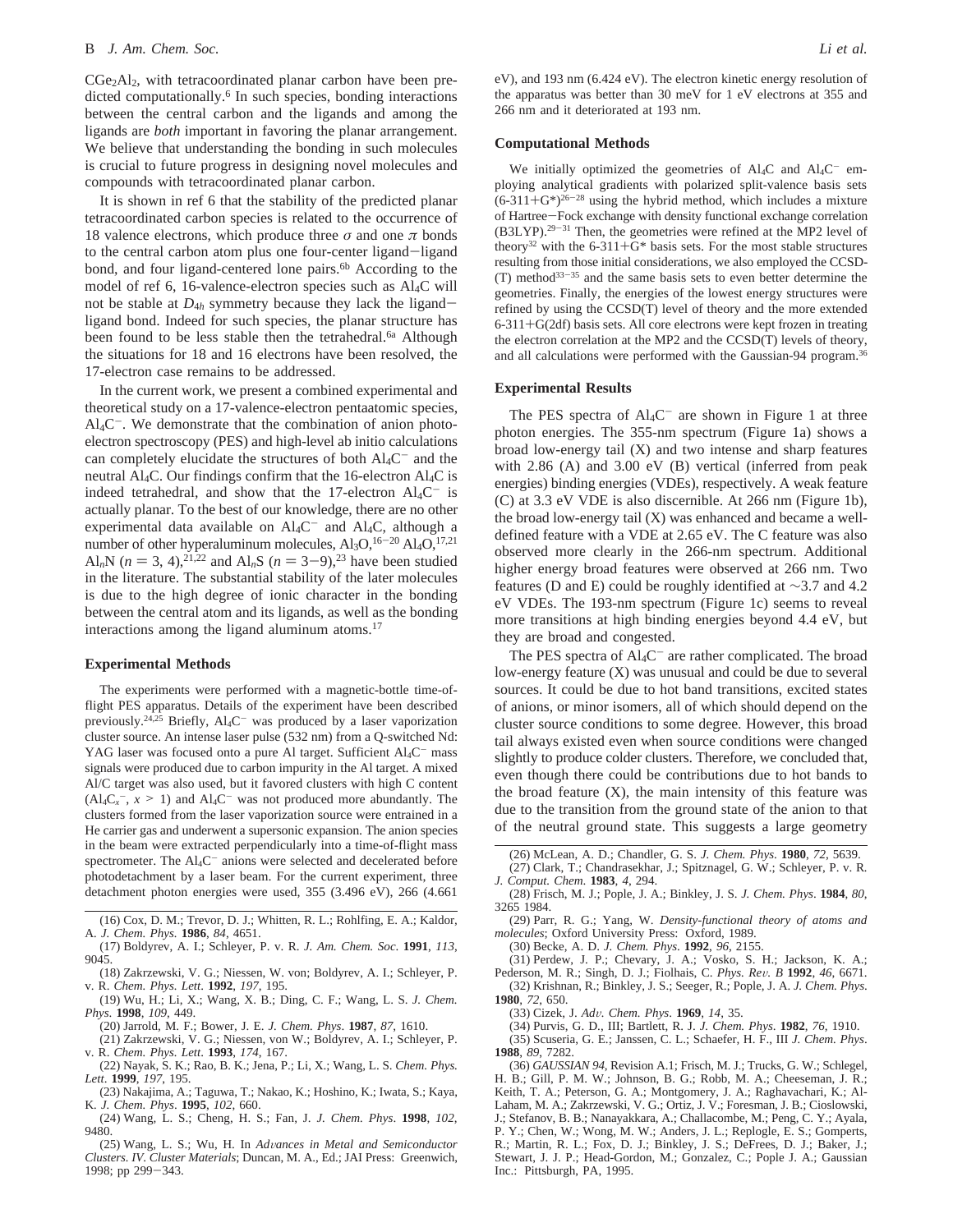$CGe_2Al_2$, with tetracoordinated planar carbon have been predicted computationally.[6] In such species, bonding interactions between the central carbon and the ligands and among the ligands are *both* important in favoring the planar arrangement. We believe that understanding the bonding in such molecules is crucial to future progress in designing novel molecules and compounds with tetracoordinated planar carbon.

It is shown in ref 6 that the stability of the predicted planar tetracoordinated carbon species is related to the occurrence of 18 valence electrons, which produce three $\sigma$ and one $\pi$ bonds to the central carbon atom plus one four-center ligand−ligand bond, and four ligand-centered lone pairs.[6b] According to the model of ref 6, 16-valence-electron species such as $Al_4C$ will not be stable at $D_{4h}$ symmetry because they lack the ligand−ligand bond. Indeed for such species, the planar structure has been found to be less stable then the tetrahedral.[6a] Although the situations for 18 and 16 electrons have been resolved, the 17-electron case remains to be addressed.

In the current work, we present a combined experimental and theoretical study on a 17-valence-electron pentaatomic species, $Al_4C^-$. We demonstrate that the combination of anion photoelectron spectroscopy (PES) and high-level ab initio calculations can completely elucidate the structures of both $Al_4C^-$ and the neutral $Al_4C$. Our findings confirm that the 16-electron $Al_4C$ is indeed tetrahedral, and show that the 17-electron $Al_4C^-$ is actually planar. To the best of our knowledge, there are no other experimental data available on $Al_4C^-$ and $Al_4C$, although a number of other hyperaluminum molecules, $Al_3O$,[16−20] $Al_4O$,[17,21] $Al_nN$ ($n = 3, 4$),[21,22] and $Al_nS$ ($n = 3−9$),[23] have been studied in the literature. The substantial stability of the later molecules is due to the high degree of ionic character in the bonding between the central atom and its ligands, as well as the bonding interactions among the ligand aluminum atoms.[17]

## Experimental Methods

The experiments were performed with a magnetic-bottle time-of-flight PES apparatus. Details of the experiment have been described previously.[24,25] Briefly, $Al_4C^-$ was produced by a laser vaporization cluster source. An intense laser pulse (532 nm) from a Q-switched Nd:YAG laser was focused onto a pure Al target. Sufficient $Al_4C^-$ mass signals were produced due to carbon impurity in the Al target. A mixed Al/C target was also used, but it favored clusters with high C content ($Al_4C_x^-$, $x > 1$) and $Al_4C^-$ was not produced more abundantly. The clusters formed from the laser vaporization source were entrained in a He carrier gas and underwent a supersonic expansion. The anion species in the beam were extracted perpendicularly into a time-of-flight mass spectrometer. The $Al_4C^-$ anions were selected and decelerated before photodetachment by a laser beam. For the current experiment, three detachment photon energies were used, 355 (3.496 eV), 266 (4.661 eV), and 193 nm (6.424 eV). The electron kinetic energy resolution of the apparatus was better than 30 meV for 1 eV electrons at 355 and 266 nm and it deteriorated at 193 nm.

## Computational Methods

We initially optimized the geometries of $Al_4C$ and $Al_4C^-$ employing analytical gradients with polarized split-valence basis sets (6-311+G*)[26−28] using the hybrid method, which includes a mixture of Hartree−Fock exchange with density functional exchange correlation (B3LYP).[29−31] Then, the geometries were refined at the MP2 level of theory[32] with the 6-311+G* basis sets. For the most stable structures resulting from those initial considerations, we also employed the CCSD(T) method[33−35] and the same basis sets to even better determine the geometries. Finally, the energies of the lowest energy structures were refined by using the CCSD(T) level of theory and the more extended 6-311+G(2df) basis sets. All core electrons were kept frozen in treating the electron correlation at the MP2 and the CCSD(T) levels of theory, and all calculations were performed with the Gaussian-94 program.[36]

## Experimental Results

The PES spectra of $Al_4C^-$ are shown in Figure 1 at three photon energies. The 355-nm spectrum (Figure 1a) shows a broad low-energy tail (X) and two intense and sharp features with 2.86 (A) and 3.00 eV (B) vertical (inferred from peak energies) binding energies (VDEs), respectively. A weak feature (C) at 3.3 eV VDE is also discernible. At 266 nm (Figure 1b), the broad low-energy tail (X) was enhanced and became a well-defined feature with a VDE at 2.65 eV. The C feature was also observed more clearly in the 266-nm spectrum. Additional higher energy broad features were observed at 266 nm. Two features (D and E) could be roughly identified at ∼3.7 and 4.2 eV VDEs. The 193-nm spectrum (Figure 1c) seems to reveal more transitions at high binding energies beyond 4.4 eV, but they are broad and congested.

The PES spectra of $Al_4C^-$ are rather complicated. The broad low-energy feature (X) was unusual and could be due to several sources. It could be due to hot band transitions, excited states of anions, or minor isomers, all of which should depend on the cluster source conditions to some degree. However, this broad tail always existed even when source conditions were changed slightly to produce colder clusters. Therefore, we concluded that, even though there could be contributions due to hot bands to the broad feature (X), the main intensity of this feature was due to the transition from the ground state of the anion to that of the neutral ground state. This suggests a large geometry

---

(16) Cox, D. M.; Trevor, D. J.; Whitten, R. L.; Rohlfing, E. A.; Kaldor, A. *J. Chem. Phys.* **1986**, *84*, 4651.

(17) Boldyrev, A. I.; Schleyer, P. v. R. *J. Am. Chem. Soc.* **1991**, *113*, 9045.

(18) Zakrzewski, V. G.; Niessen, W. von; Boldyrev, A. I.; Schleyer, P. v. R. *Chem. Phys. Lett.* **1992**, *197*, 195.

(19) Wu, H.; Li, X.; Wang, X. B.; Ding, C. F.; Wang, L. S. *J. Chem. Phys.* **1998**, *109*, 449.

(20) Jarrold, M. F.; Bower, J. E. *J. Chem. Phys.* **1987**, *87*, 1610.

(21) Zakrzewski, V. G.; Niessen, von W.; Boldyrev, A. I.; Schleyer, P. v. R. *Chem. Phys. Lett.* **1993**, *174*, 167.

(22) Nayak, S. K.; Rao, B. K.; Jena, P.; Li, X.; Wang, L. S. *Chem. Phys. Lett.* **1999**, *197*, 195.

(23) Nakajima, A.; Taguwa, T.; Nakao, K.; Hoshino, K.; Iwata, S.; Kaya, K. *J. Chem. Phys.* **1995**, *102*, 660.

(24) Wang, L. S.; Cheng, H. S.; Fan, J. *J. Chem. Phys.* **1998**, *102*, 9480.

(25) Wang, L. S.; Wu, H. In *Advances in Metal and Semiconductor Clusters. IV. Cluster Materials*; Duncan, M. A., Ed.; JAI Press: Greenwich, 1998; pp 299−343.

(26) McLean, A. D.; Chandler, G. S. *J. Chem. Phys.* **1980**, *72*, 5639.

(27) Clark, T.; Chandrasekhar, J.; Spitznagel, G. W.; Schleyer, P. v. R. *J. Comput. Chem.* **1983**, *4*, 294.

(28) Frisch, M. J.; Pople, J. A.; Binkley, J. S. *J. Chem. Phys.* **1984**, *80*, 3265 1984.

(29) Parr, R. G.; Yang, W. *Density-functional theory of atoms and molecules*; Oxford University Press: Oxford, 1989.

(30) Becke, A. D. *J. Chem. Phys.* **1992**, *96*, 2155.

(31) Perdew, J. P.; Chevary, J. A.; Vosko, S. H.; Jackson, K. A.; Pederson, M. R.; Singh, D. J.; Fiolhais, C. *Phys. Rev. B* **1992**, *46*, 6671.

(32) Krishnan, R.; Binkley, J. S.; Seeger, R.; Pople, J. A. *J. Chem. Phys.* **1980**, *72*, 650.

(33) Cizek, J. *Adv. Chem. Phys.* **1969**, *14*, 35.

(34) Purvis, G. D., III; Bartlett, R. J. *J. Chem. Phys.* **1982**, *76*, 1910.

(35) Scuseria, G. E.; Janssen, C. L.; Schaefer, H. F., III *J. Chem. Phys.* **1988**, *89*, 7282.

(36) *GAUSSIAN 94*, Revision A.1; Frisch, M. J.; Trucks, G. W.; Schlegel, H. B.; Gill, P. M. W.; Johnson, B. G.; Robb, M. A.; Cheeseman, J. R.; Keith, T. A.; Peterson, G. A.; Montgomery, J. A.; Raghavachari, K.; Al-Laham, M. A.; Zakrzewski, V. G.; Ortiz, J. V.; Foresman, J. B.; Cioslowski, J.; Stefanov, B. B.; Nanayakkara, A.; Challacombe, M.; Peng, C. Y.; Ayala, P. Y.; Chen, W.; Wong, M. W.; Anders, J. L.; Replogle, E. S.; Gomperts, R.; Martin, R. L.; Fox, D. J.; Binkley, J. S.; DeFrees, D. J.; Baker, J.; Stewart, J. J. P.; Head-Gordon, M.; Gonzalez, C.; Pople J. A.; Gaussian Inc.: Pittsburgh, PA, 1995.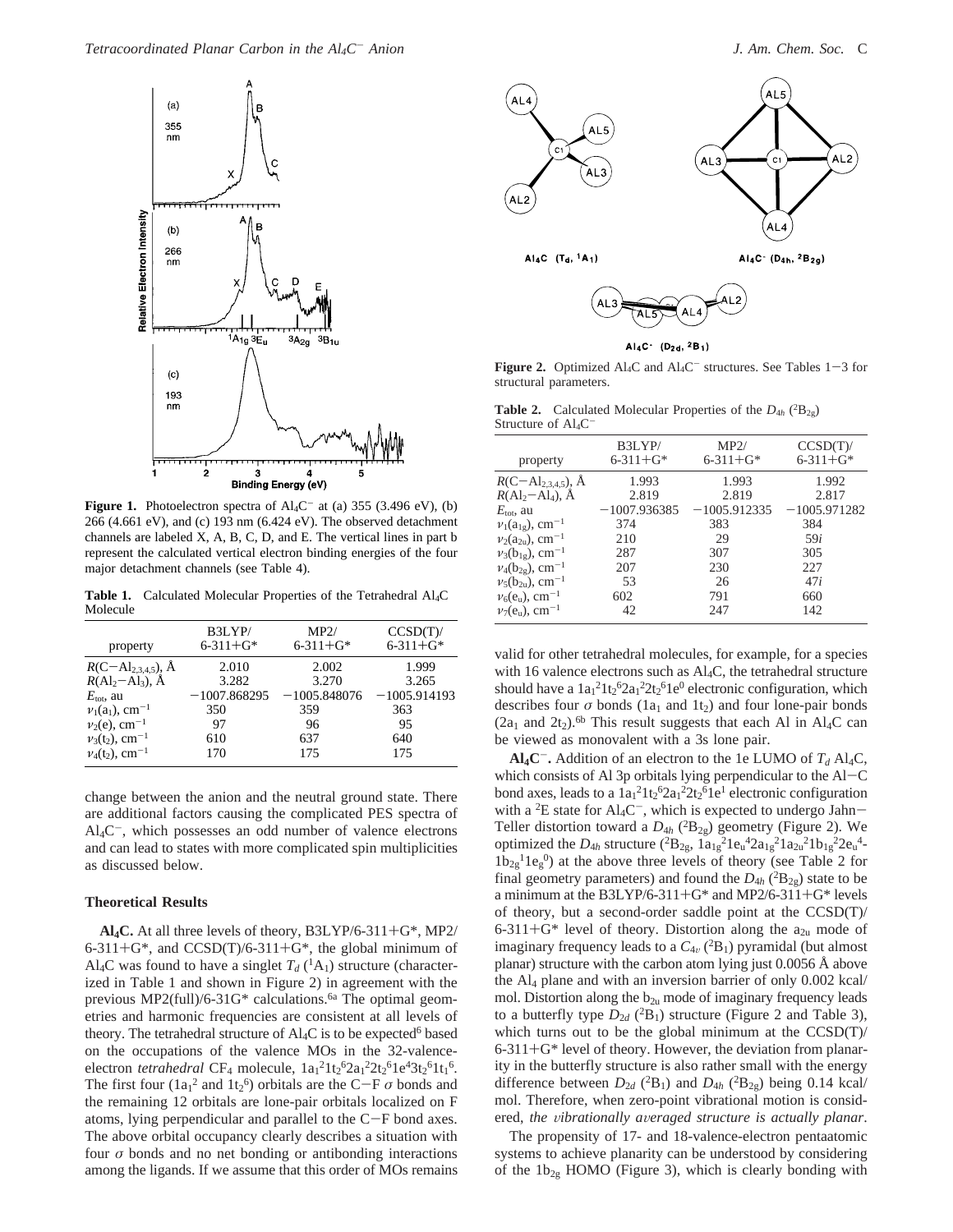**Figure 1.** Photoelectron spectra of $Al_4C^-$ at (a) 355 (3.496 eV), (b) 266 (4.661 eV), and (c) 193 nm (6.424 eV). The observed detachment channels are labeled X, A, B, C, D, and E. The vertical lines in part b represent the calculated vertical electron binding energies of the four major detachment channels (see Table 4).

**Table 1.** Calculated Molecular Properties of the Tetrahedral $Al_4C$ Molecule

| property | B3LYP/ 6-311+G* | MP2/ 6-311+G* | CCSD(T)/ 6-311+G* |
|---|---|---|---|
| $R(C-Al_{2,3,4,5})$, Å | 2.010 | 2.002 | 1.999 |
| $R(Al_2-Al_3)$, Å | 3.282 | 3.270 | 3.265 |
| $E_{tot}$, au | −1007.868295 | −1007.848076 | −1007.914193 |
| $\nu_1(a_1)$, cm$^{-1}$ | 350 | 359 | 363 |
| $\nu_2(e)$, cm$^{-1}$ | 97 | 96 | 95 |
| $\nu_3(t_2)$, cm$^{-1}$ | 610 | 637 | 640 |
| $\nu_4(t_2)$, cm$^{-1}$ | 170 | 175 | 175 |

change between the anion and the neutral ground state. There are additional factors causing the complicated PES spectra of $Al_4C^-$, which possesses an odd number of valence electrons and can lead to states with more complicated spin multiplicities as discussed below.

## Theoretical Results

**$Al_4C$.** At all three levels of theory, B3LYP/6-311+G*, MP2/6-311+G*, and CCSD(T)/6-311+G*, the global minimum of $Al_4C$ was found to have a singlet $T_d$ ($^1A_1$) structure (characterized in Table 1 and shown in Figure 2) in agreement with the previous MP2(full)/6-31G* calculations.[6a] The optimal geometries and harmonic frequencies are consistent at all levels of theory. The tetrahedral structure of $Al_4C$ is to be expected[6] based on the occupations of the valence MOs in the 32-valence-electron *tetrahedral* $CF_4$ molecule, $1a_1^2 1t_2^6 2a_1^2 2t_2^6 1e^4 3t_2^6 1t_1^6$. The first four ($1a_1^2$ and $1t_2^6$) orbitals are the C−F $\sigma$ bonds and the remaining 12 orbitals are lone-pair orbitals localized on F atoms, lying perpendicular and parallel to the C−F bond axes. The above orbital occupancy clearly describes a situation with four $\sigma$ bonds and no net bonding or antibonding interactions among the ligands. If we assume that this order of MOs remains valid for other tetrahedral molecules, for example, for a species with 16 valence electrons such as $Al_4C$, the tetrahedral structure should have a $1a_1^2 1t_2^6 2a_1^2 2t_2^6 1e^0$ electronic configuration, which describes four $\sigma$ bonds ($1a_1$ and $1t_2$) and four lone-pair bonds ($2a_1$ and $2t_2$).[6b] This result suggests that each Al in $Al_4C$ can be viewed as monovalent with a 3s lone pair.

**Figure 2.** Optimized $Al_4C$ and $Al_4C^-$ structures. See Tables 1−3 for structural parameters.

**Table 2.** Calculated Molecular Properties of the $D_{4h}$ ($^2B_{2g}$) Structure of $Al_4C^-$

| property | B3LYP/ 6-311+G* | MP2/ 6-311+G* | CCSD(T)/ 6-311+G* |
|---|---|---|---|
| $R(C-Al_{2,3,4,5})$, Å | 1.993 | 1.993 | 1.992 |
| $R(Al_2-Al_4)$, Å | 2.819 | 2.819 | 2.817 |
| $E_{tot}$, au | −1007.936385 | −1005.912335 | −1005.971282 |
| $\nu_1(a_{1g})$, cm$^{-1}$ | 374 | 383 | 384 |
| $\nu_2(a_{2u})$, cm$^{-1}$ | 210 | 29 | 59$i$ |
| $\nu_3(b_{1g})$, cm$^{-1}$ | 287 | 307 | 305 |
| $\nu_4(b_{2g})$, cm$^{-1}$ | 207 | 230 | 227 |
| $\nu_5(b_{2u})$, cm$^{-1}$ | 53 | 26 | 47$i$ |
| $\nu_6(e_u)$, cm$^{-1}$ | 602 | 791 | 660 |
| $\nu_7(e_u)$, cm$^{-1}$ | 42 | 247 | 142 |

**$Al_4C^-$.** Addition of an electron to the 1e LUMO of $T_d$ $Al_4C$, which consists of Al 3p orbitals lying perpendicular to the Al−C bond axes, leads to a $1a_1^2 1t_2^6 2a_1^2 2t_2^6 1e^1$ electronic configuration with a $^2E$ state for $Al_4C^-$, which is expected to undergo Jahn−Teller distortion toward a $D_{4h}$ ($^2B_{2g}$) geometry (Figure 2). We optimized the $D_{4h}$ structure ($^2B_{2g}$, $1a_{1g}^2 1e_u^4 2a_{1g}^2 1a_{2u}^2 1b_{1g}^2 2e_u^4 1b_{2g}^1 1e_g^0$) at the above three levels of theory (see Table 2 for final geometry parameters) and found the $D_{4h}$ ($^2B_{2g}$) state to be a minimum at the B3LYP/6-311+G* and MP2/6-311+G* levels of theory, but a second-order saddle point at the CCSD(T)/6-311+G* level of theory. Distortion along the $a_{2u}$ mode of imaginary frequency leads to a $C_{4v}$ ($^2B_1$) pyramidal (but almost planar) structure with the carbon atom lying just 0.0056 Å above the $Al_4$ plane and with an inversion barrier of only 0.002 kcal/mol. Distortion along the $b_{2u}$ mode of imaginary frequency leads to a butterfly type $D_{2d}$ ($^2B_1$) structure (Figure 2 and Table 3), which turns out to be the global minimum at the CCSD(T)/6-311+G* level of theory. However, the deviation from planarity in the butterfly structure is also rather small with the energy difference between $D_{2d}$ ($^2B_1$) and $D_{4h}$ ($^2B_{2g}$) being 0.14 kcal/mol. Therefore, when zero-point vibrational motion is considered, *the vibrationally averaged structure is actually planar*.

The propensity of 17- and 18-valence-electron pentaatomic systems to achieve planarity can be understood by considering of the $1b_{2g}$ HOMO (Figure 3), which is clearly bonding with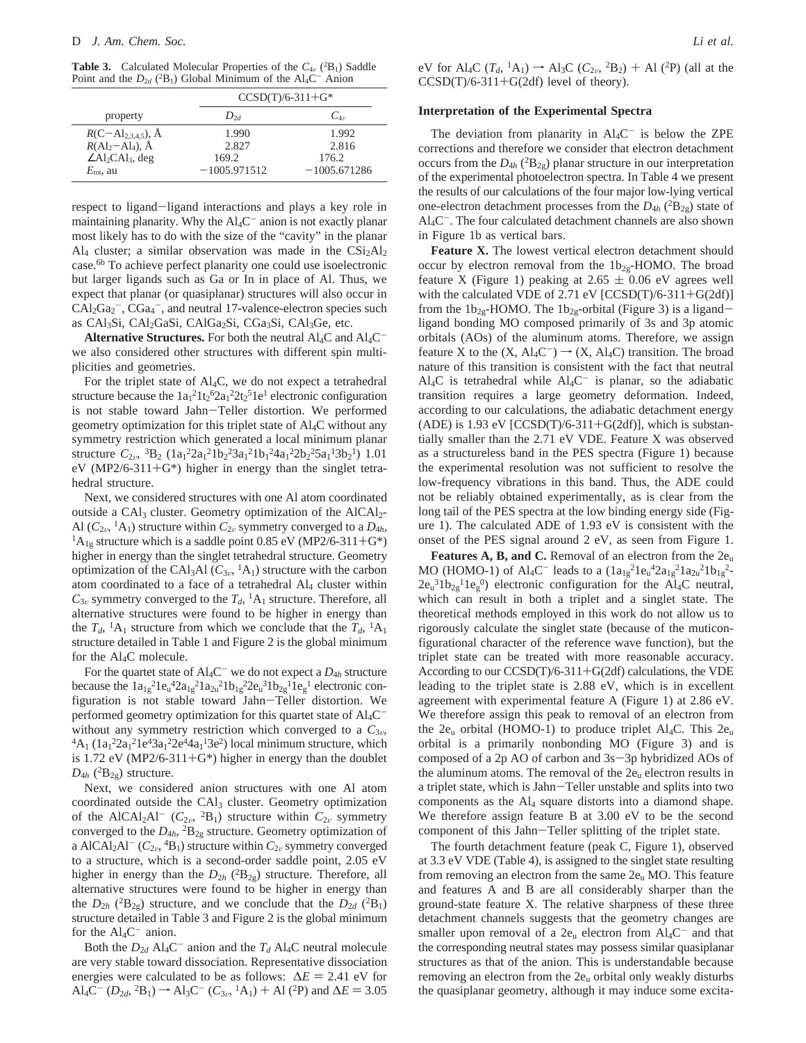**Table 3.** Calculated Molecular Properties of the $C_{4v}$ ($^2B_1$) Saddle Point and the $D_{2d}$ ($^2B_1$) Global Minimum of the $Al_4C^-$ Anion

| property | CCSD(T)/6-311+G* | |
|---|---|---|
| | $D_{2d}$ | $C_{4v}$ |
| $R(C-Al_{2,3,4,5})$, Å | 1.990 | 1.992 |
| $R(Al_2-Al_4)$, Å | 2.827 | 2.816 |
| $\angle Al_2CAl_3$, deg | 169.2 | 176.2 |
| $E_{tot}$, au | −1005.971512 | −1005.671286 |

respect to ligand−ligand interactions and plays a key role in maintaining planarity. Why the $Al_4C^-$ anion is not exactly planar most likely has to do with the size of the "cavity" in the planar $Al_4$ cluster; a similar observation was made in the $CSi_2Al_2$ case.[6b] To achieve perfect planarity one could use isoelectronic but larger ligands such as Ga or In in place of Al. Thus, we expect that planar (or quasiplanar) structures will also occur in $CAl_2Ga_2^-$, $CGa_4^-$, and neutral 17-valence-electron species such as $CAl_3Si$, $CAl_2GaSi$, $CAlGa_2Si$, $CGa_3Si$, $CAl_3Ge$, etc.

**Alternative Structures.** For both the neutral $Al_4C$ and $Al_4C^-$ we also considered other structures with different spin multiplicities and geometries.

For the triplet state of $Al_4C$, we do not expect a tetrahedral structure because the $1a_1^2 1t_2^6 2a_1^2 2t_2^5 1e^1$ electronic configuration is not stable toward Jahn−Teller distortion. We performed geometry optimization for this triplet state of $Al_4C$ without any symmetry restriction which generated a local minimum planar structure $C_{2v}$, $^3B_2$ ($1a_1^2 2a_1^2 1b_2^2 3a_1^2 1b_1^2 4a_1^2 2b_2^2 5a_1^1 3b_2^1$) 1.01 eV (MP2/6-311+G*) higher in energy than the singlet tetrahedral structure.

Next, we considered structures with one Al atom coordinated outside a $CAl_3$ cluster. Geometry optimization of the $AlCAl_2$-Al ($C_{2v}$, $^1A_1$) structure within $C_{2v}$ symmetry converged to a $D_{4h}$, $^1A_{1g}$ structure which is a saddle point 0.85 eV (MP2/6-311+G*) higher in energy than the singlet tetrahedral structure. Geometry optimization of the $CAl_3Al$ ($C_{3v}$, $^1A_1$) structure with the carbon atom coordinated to a face of a tetrahedral $Al_4$ cluster within $C_{3v}$ symmetry converged to the $T_d$, $^1A_1$ structure. Therefore, all alternative structures were found to be higher in energy than the $T_d$, $^1A_1$ structure from which we conclude that the $T_d$, $^1A_1$ structure detailed in Table 1 and Figure 2 is the global minimum for the $Al_4C$ molecule.

For the quartet state of $Al_4C^-$ we do not expect a $D_{4h}$ structure because the $1a_{1g}^2 1e_u^4 2a_{1g}^2 1a_{2u}^2 1b_{1g}^2 2e_u^3 1b_{2g}^1 1e_g^1$ electronic configuration is not stable toward Jahn−Teller distortion. We performed geometry optimization for this quartet state of $Al_4C^-$ without any symmetry restriction which converged to a $C_{3v}$, $^4A_1$ ($1a_1^2 2a_1^2 1e^4 3a_1^2 2e^4 4a_1^1 3e^2$) local minimum structure, which is 1.72 eV (MP2/6-311+G*) higher in energy than the doublet $D_{4h}$ ($^2B_{2g}$) structure.

Next, we considered anion structures with one Al atom coordinated outside the $CAl_3$ cluster. Geometry optimization of the $AlCAl_2Al^-$ ($C_{2v}$, $^2B_1$) structure within $C_{2v}$ symmetry converged to the $D_{4h}$, $^2B_{2g}$ structure. Geometry optimization of a $AlCAl_2Al^-$ ($C_{2v}$, $^4B_1$) structure within $C_{2v}$ symmetry converged to a structure, which is a second-order saddle point, 2.05 eV higher in energy than the $D_{2h}$ ($^2B_{2g}$) structure. Therefore, all alternative structures were found to be higher in energy than the $D_{2h}$ ($^2B_{2g}$) structure, and we conclude that the $D_{2d}$ ($^2B_1$) structure detailed in Table 3 and Figure 2 is the global minimum for the $Al_4C^-$ anion.

Both the $D_{2d}$ $Al_4C^-$ anion and the $T_d$ $Al_4C$ neutral molecule are very stable toward dissociation. Representative dissociation energies were calculated to be as follows: $\Delta E = 2.41$ eV for $Al_4C^-$ ($D_{2d}$, $^2B_1$) → $Al_3C^-$ ($C_{3v}$, $^1A_1$) + Al ($^2P$) and $\Delta E = 3.05$ eV for $Al_4C$ ($T_d$, $^1A_1$) → $Al_3C$ ($C_{2v}$, $^2B_2$) + Al ($^2P$) (all at the CCSD(T)/6-311+G(2df) level of theory).

### Interpretation of the Experimental Spectra

The deviation from planarity in $Al_4C^-$ is below the ZPE corrections and therefore we consider that electron detachment occurs from the $D_{4h}$ ($^2B_{2g}$) planar structure in our interpretation of the experimental photoelectron spectra. In Table 4 we present the results of our calculations of the four major low-lying vertical one-electron detachment processes from the $D_{4h}$ ($^2B_{2g}$) state of $Al_4C^-$. The four calculated detachment channels are also shown in Figure 1b as vertical bars.

**Feature X.** The lowest vertical electron detachment should occur by electron removal from the $1b_{2g}$-HOMO. The broad feature X (Figure 1) peaking at 2.65 ± 0.06 eV agrees well with the calculated VDE of 2.71 eV [CCSD(T)/6-311+G(2df)] from the $1b_{2g}$-HOMO. The $1b_{2g}$-orbital (Figure 3) is a ligand−ligand bonding MO composed primarily of 3s and 3p atomic orbitals (AOs) of the aluminum atoms. Therefore, we assign feature X to the (X, $Al_4C^-$) → (X, $Al_4C$) transition. The broad nature of this transition is consistent with the fact that neutral $Al_4C$ is tetrahedral while $Al_4C^-$ is planar, so the adiabatic transition requires a large geometry deformation. Indeed, according to our calculations, the adiabatic detachment energy (ADE) is 1.93 eV [CCSD(T)/6-311+G(2df)], which is substantially smaller than the 2.71 eV VDE. Feature X was observed as a structureless band in the PES spectra (Figure 1) because the experimental resolution was not sufficient to resolve the low-frequency vibrations in this band. Thus, the ADE could not be reliably obtained experimentally, as is clear from the long tail of the PES spectra at the low binding energy side (Figure 1). The calculated ADE of 1.93 eV is consistent with the onset of the PES signal around 2 eV, as seen from Figure 1.

**Features A, B, and C.** Removal of an electron from the $2e_u$ MO (HOMO-1) of $Al_4C^-$ leads to a ($1a_{1g}^2 1e_u^4 2a_{1g}^2 1a_{2u}^2 1b_{1g}^2$-$2e_u^3 1b_{2g}^1 1e_g^0$) electronic configuration for the $Al_4C$ neutral, which can result in both a triplet and a singlet state. The theoretical methods employed in this work do not allow us to rigorously calculate the singlet state (because of the muticonfigurational character of the reference wave function), but the triplet state can be treated with more reasonable accuracy. According to our CCSD(T)/6-311+G(2df) calculations, the VDE leading to the triplet state is 2.88 eV, which is in excellent agreement with experimental feature A (Figure 1) at 2.86 eV. We therefore assign this peak to removal of an electron from the $2e_u$ orbital (HOMO-1) to produce triplet $Al_4C$. This $2e_u$ orbital is a primarily nonbonding MO (Figure 3) and is composed of a 2p AO of carbon and 3s−3p hybridized AOs of the aluminum atoms. The removal of the $2e_u$ electron results in a triplet state, which is Jahn−Teller unstable and splits into two components as the $Al_4$ square distorts into a diamond shape. We therefore assign feature B at 3.00 eV to be the second component of this Jahn−Teller splitting of the triplet state.

The fourth detachment feature (peak C, Figure 1), observed at 3.3 eV VDE (Table 4), is assigned to the singlet state resulting from removing an electron from the same $2e_u$ MO. This feature and features A and B are all considerably sharper than the ground-state feature X. The relative sharpness of these three detachment channels suggests that the geometry changes are smaller upon removal of a $2e_u$ electron from $Al_4C^-$ and that the corresponding neutral states may possess similar quasiplanar structures as that of the anion. This is understandable because removing an electron from the $2e_u$ orbital only weakly disturbs the quasiplanar geometry, although it may induce some excita-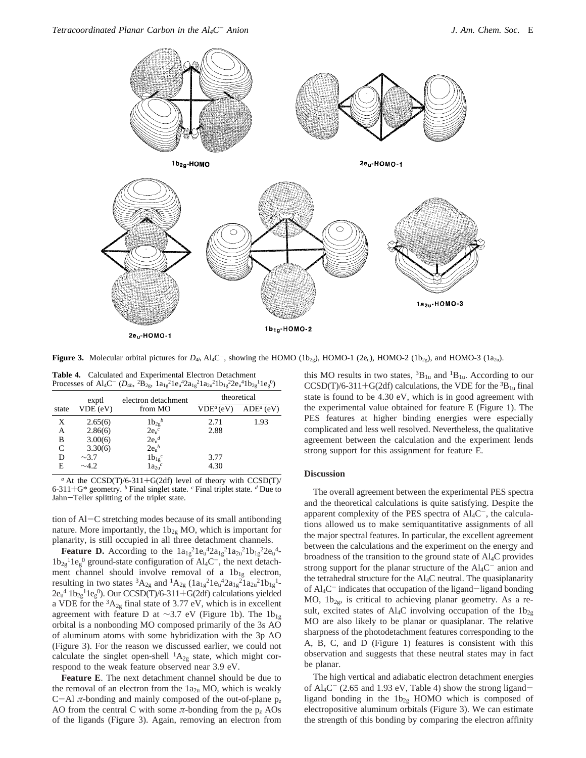1b$_{2g}$-HOMO

2e$_u$-HOMO-1

2e$_u$-HOMO-1

1b$_{1g}$-HOMO-2

1a$_{2u}$-HOMO-3

**Figure 3.** Molecular orbital pictures for $D_{4h}$ $Al_4C^-$, showing the HOMO (1b$_{2g}$), HOMO-1 (2e$_u$), HOMO-2 (1b$_{2g}$), and HOMO-3 (1a$_{2u}$).

**Table 4.** Calculated and Experimental Electron Detachment Processes of $Al_4C^-$ ($D_{4h}$, $^2B_{2g}$, $1a_{1g}^2 1e_u^4 2a_{1g}^2 1a_{2u}^2 1b_{1g}^2 2e_u^4 1b_{2g}^1 1e_g^0$)

| state | exptl VDE (eV) | electron detachment from MO | theoretical | |
|---|---|---|---|---|
| | | | VDE[a] (eV) | ADE[a] (eV) |
| X | 2.65(6) | $1b_{2g}$[b] | 2.71 | 1.93 |
| A | 2.86(6) | $2e_u$[c] | 2.88 | |
| B | 3.00(6) | $2e_u$[d] | | |
| C | 3.30(6) | $2e_u$[b] | | |
| D | ~3.7 | $1b_{1g}$[c] | 3.77 | |
| E | ~4.2 | $1a_{2u}$[c] | 4.30 | |

[a] At the CCSD(T)/6-311+G(2df) level of theory with CCSD(T)/6-311+G* geometry. [b] Final singlet state. [c] Final triplet state. [d] Due to Jahn–Teller splitting of the triplet state.

tion of Al–C stretching modes because of its small antibonding nature. More importantly, the 1b$_{2g}$ MO, which is important for planarity, is still occupied in all three detachment channels.

**Feature D.** According to the $1a_{1g}^2 1e_u^4 2a_{1g}^2 1a_{2u}^2 1b_{1g}^2 2e_u^4 1b_{2g}^1 1e_g^0$ ground-state configuration of $Al_4C^-$, the next detachment channel should involve removal of a 1b$_{1g}$ electron, resulting in two states $^3A_{2g}$ and $^1A_{2g}$ ($1a_{1g}^2 1e_u^4 2a_{1g}^2 1a_{2u}^2 1b_{1g}^1 2e_u^4 1b_{2g}^1 1e_g^0$). Our CCSD(T)/6-311+G(2df) calculations yielded a VDE for the $^3A_{2g}$ final state of 3.77 eV, which is in excellent agreement with feature D at ~3.7 eV (Figure 1b). The 1b$_{1g}$ orbital is a nonbonding MO composed primarily of the 3s AO of aluminum atoms with some hybridization with the 3p AO (Figure 3). For the reason we discussed earlier, we could not calculate the singlet open-shell $^1A_{2g}$ state, which might correspond to the weak feature observed near 3.9 eV.

**Feature E**. The next detachment channel should be due to the removal of an electron from the 1a$_{2u}$ MO, which is weakly C–Al $\pi$-bonding and mainly composed of the out-of-plane $p_z$ AO from the central C with some $\pi$-bonding from the $p_z$ AOs of the ligands (Figure 3). Again, removing an electron from this MO results in two states, $^3B_{1u}$ and $^1B_{1u}$. According to our CCSD(T)/6-311+G(2df) calculations, the VDE for the $^3B_{1u}$ final state is found to be 4.30 eV, which is in good agreement with the experimental value obtained for feature E (Figure 1). The PES features at higher binding energies were especially complicated and less well resolved. Nevertheless, the qualitative agreement between the calculation and the experiment lends strong support for this assignment for feature E.

## Discussion

The overall agreement between the experimental PES spectra and the theoretical calculations is quite satisfying. Despite the apparent complexity of the PES spectra of $Al_4C^-$, the calculations allowed us to make semiquantitative assignments of all the major spectral features. In particular, the excellent agreement between the calculations and the experiment on the energy and broadness of the transition to the ground state of $Al_4C$ provides strong support for the planar structure of the $Al_4C^-$ anion and the tetrahedral structure for the $Al_4C$ neutral. The quasiplanarity of $Al_4C^-$ indicates that occupation of the ligand–ligand bonding MO, 1b$_{2g}$, is critical to achieving planar geometry. As a result, excited states of $Al_4C$ involving occupation of the 1b$_{2g}$ MO are also likely to be planar or quasiplanar. The relative sharpness of the photodetachment features corresponding to the A, B, C, and D (Figure 1) features is consistent with this observation and suggests that these neutral states may in fact be planar.

The high vertical and adiabatic electron detachment energies of $Al_4C^-$ (2.65 and 1.93 eV, Table 4) show the strong ligand–ligand bonding in the 1b$_{2g}$ HOMO which is composed of electropositive aluminum orbitals (Figure 3). We can estimate the strength of this bonding by comparing the electron affinity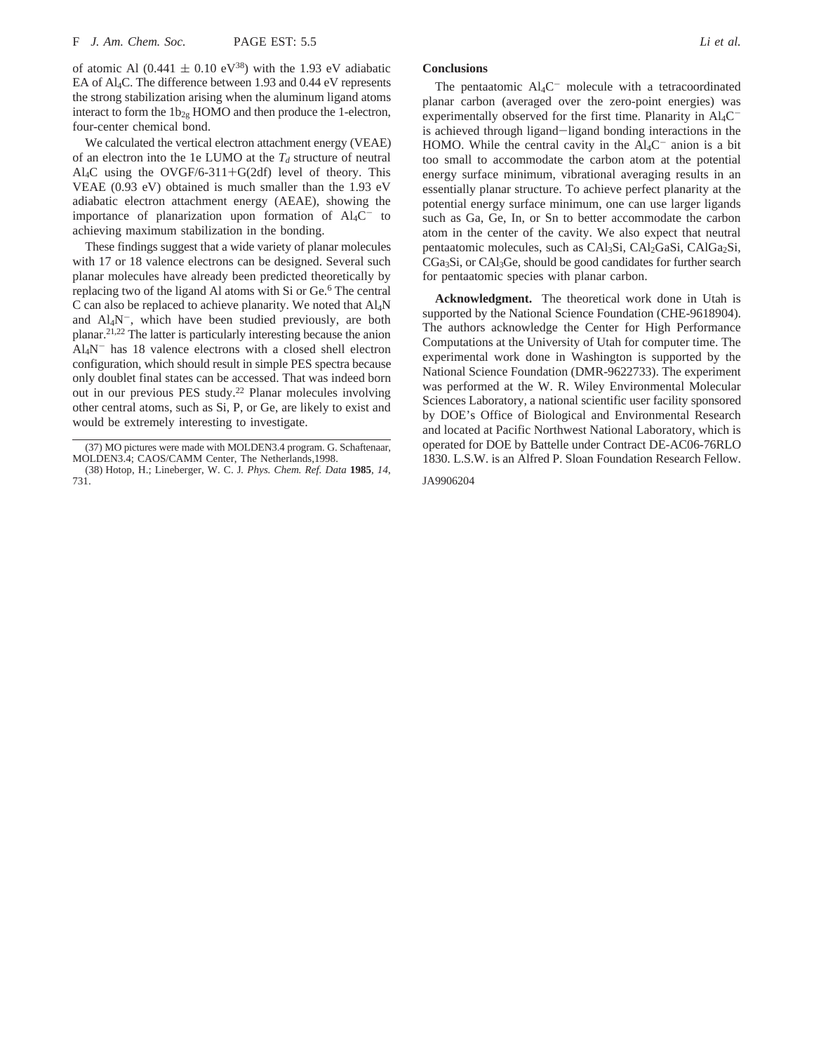of atomic Al (0.441 ± 0.10 eV[38]) with the 1.93 eV adiabatic EA of $Al_4C$. The difference between 1.93 and 0.44 eV represents the strong stabilization arising when the aluminum ligand atoms interact to form the $1b_{2g}$ HOMO and then produce the 1-electron, four-center chemical bond.

We calculated the vertical electron attachment energy (VEAE) of an electron into the 1e LUMO at the $T_d$ structure of neutral $Al_4C$ using the OVGF/6-311+G(2df) level of theory. This VEAE (0.93 eV) obtained is much smaller than the 1.93 eV adiabatic electron attachment energy (AEAE), showing the importance of planarization upon formation of $Al_4C^-$ to achieving maximum stabilization in the bonding.

These findings suggest that a wide variety of planar molecules with 17 or 18 valence electrons can be designed. Several such planar molecules have already been predicted theoretically by replacing two of the ligand Al atoms with Si or Ge.[6] The central C can also be replaced to achieve planarity. We noted that $Al_4N$ and $Al_4N^-$, which have been studied previously, are both planar.[21,22] The latter is particularly interesting because the anion $Al_4N^-$ has 18 valence electrons with a closed shell electron configuration, which should result in simple PES spectra because only doublet final states can be accessed. That was indeed born out in our previous PES study.[22] Planar molecules involving other central atoms, such as Si, P, or Ge, are likely to exist and would be extremely interesting to investigate.

## Conclusions

The pentaatomic $Al_4C^-$ molecule with a tetracoordinated planar carbon (averaged over the zero-point energies) was experimentally observed for the first time. Planarity in $Al_4C^-$ is achieved through ligand−ligand bonding interactions in the HOMO. While the central cavity in the $Al_4C^-$ anion is a bit too small to accommodate the carbon atom at the potential energy surface minimum, vibrational averaging results in an essentially planar structure. To achieve perfect planarity at the potential energy surface minimum, one can use larger ligands such as Ga, Ge, In, or Sn to better accommodate the carbon atom in the center of the cavity. We also expect that neutral pentaatomic molecules, such as $CAl_3Si$, $CAl_2GaSi$, $CAlGa_2Si$, $CGa_3Si$, or $CAl_3Ge$, should be good candidates for further search for pentaatomic species with planar carbon.

**Acknowledgment.** The theoretical work done in Utah is supported by the National Science Foundation (CHE-9618904). The authors acknowledge the Center for High Performance Computations at the University of Utah for computer time. The experimental work done in Washington is supported by the National Science Foundation (DMR-9622733). The experiment was performed at the W. R. Wiley Environmental Molecular Sciences Laboratory, a national scientific user facility sponsored by DOE's Office of Biological and Environmental Research and located at Pacific Northwest National Laboratory, which is operated for DOE by Battelle under Contract DE-AC06-76RLO 1830. L.S.W. is an Alfred P. Sloan Foundation Research Fellow.

JA9906204

(37) MO pictures were made with MOLDEN3.4 program. G. Schaftenaar, MOLDEN3.4; CAOS/CAMM Center, The Netherlands,1998.

(38) Hotop, H.; Lineberger, W. C. *J. Phys. Chem. Ref. Data* **1985**, *14*, 731.